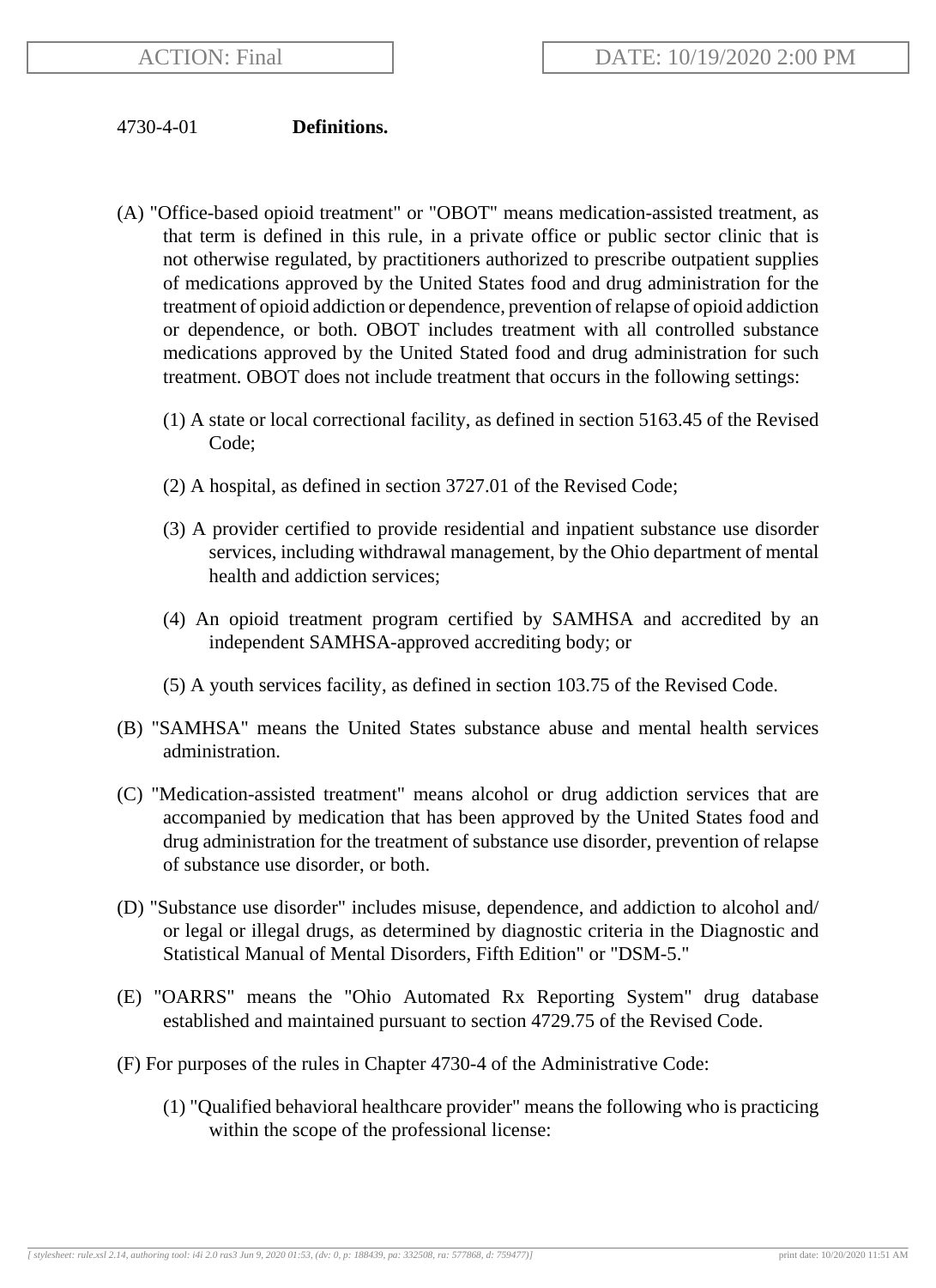ACTION: Final

DATE: 10/19/2020 2:00 PM

4730-4-01 **Definitions.**

(A) "Office-based opioid treatment" or "OBOT" means medication-assisted treatment, as that term is defined in this rule, in a private office or public sector clinic that is not otherwise regulated, by practitioners authorized to prescribe outpatient supplies of medications approved by the United States food and drug administration for the treatment of opioid addiction or dependence, prevention of relapse of opioid addiction or dependence, or both. OBOT includes treatment with all controlled substance medications approved by the United Stated food and drug administration for such treatment. OBOT does not include treatment that occurs in the following settings:

(1) A state or local correctional facility, as defined in section 5163.45 of the Revised Code;

(2) A hospital, as defined in section 3727.01 of the Revised Code;

(3) A provider certified to provide residential and inpatient substance use disorder services, including withdrawal management, by the Ohio department of mental health and addiction services;

(4) An opioid treatment program certified by SAMHSA and accredited by an independent SAMHSA-approved accrediting body; or

(5) A youth services facility, as defined in section 103.75 of the Revised Code.

(B) "SAMHSA" means the United States substance abuse and mental health services administration.

(C) "Medication-assisted treatment" means alcohol or drug addiction services that are accompanied by medication that has been approved by the United States food and drug administration for the treatment of substance use disorder, prevention of relapse of substance use disorder, or both.

(D) "Substance use disorder" includes misuse, dependence, and addiction to alcohol and/ or legal or illegal drugs, as determined by diagnostic criteria in the Diagnostic and Statistical Manual of Mental Disorders, Fifth Edition" or "DSM-5."

(E) "OARRS" means the "Ohio Automated Rx Reporting System" drug database established and maintained pursuant to section 4729.75 of the Revised Code.

(F) For purposes of the rules in Chapter 4730-4 of the Administrative Code:

(1) "Qualified behavioral healthcare provider" means the following who is practicing within the scope of the professional license: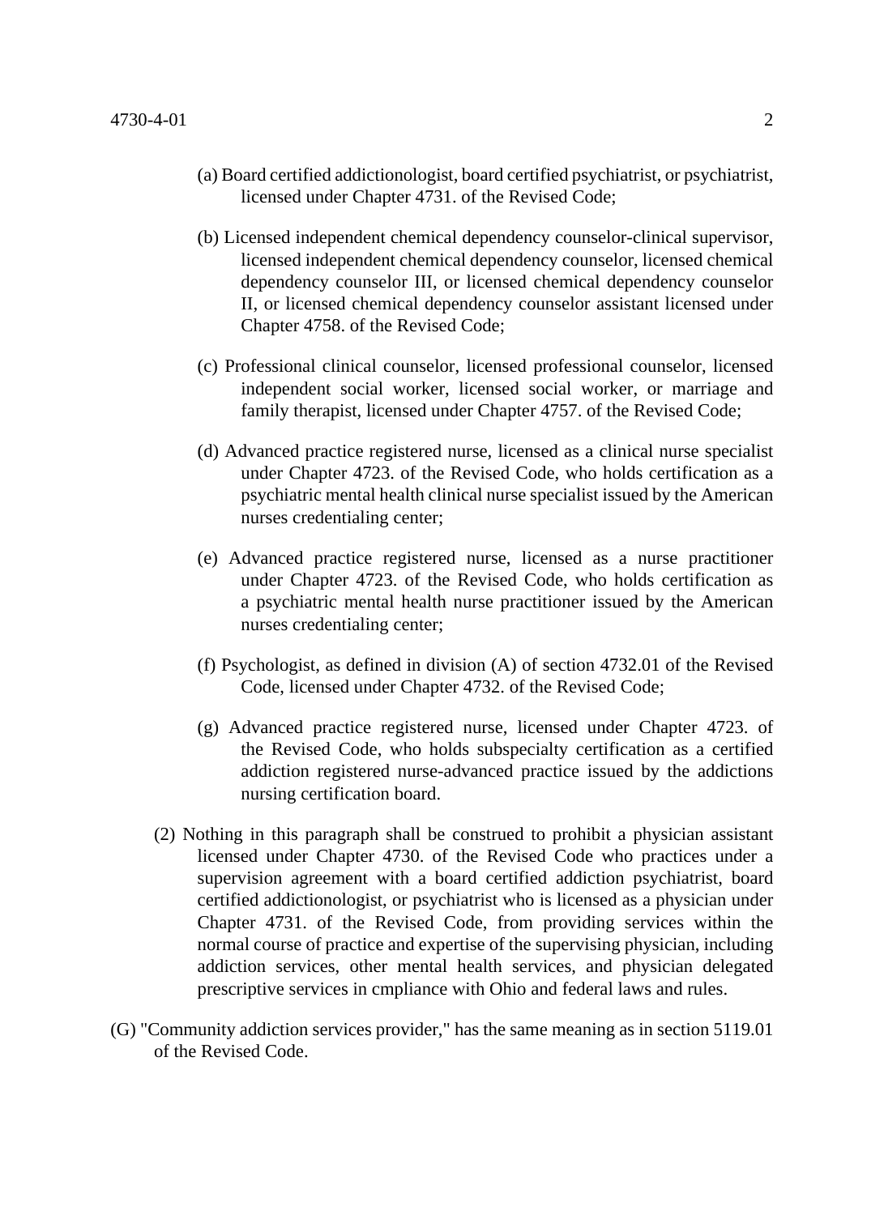(a) Board certified addictionologist, board certified psychiatrist, or psychiatrist, licensed under Chapter 4731. of the Revised Code;

(b) Licensed independent chemical dependency counselor-clinical supervisor, licensed independent chemical dependency counselor, licensed chemical dependency counselor III, or licensed chemical dependency counselor II, or licensed chemical dependency counselor assistant licensed under Chapter 4758. of the Revised Code;

(c) Professional clinical counselor, licensed professional counselor, licensed independent social worker, licensed social worker, or marriage and family therapist, licensed under Chapter 4757. of the Revised Code;

(d) Advanced practice registered nurse, licensed as a clinical nurse specialist under Chapter 4723. of the Revised Code, who holds certification as a psychiatric mental health clinical nurse specialist issued by the American nurses credentialing center;

(e) Advanced practice registered nurse, licensed as a nurse practitioner under Chapter 4723. of the Revised Code, who holds certification as a psychiatric mental health nurse practitioner issued by the American nurses credentialing center;

(f) Psychologist, as defined in division (A) of section 4732.01 of the Revised Code, licensed under Chapter 4732. of the Revised Code;

(g) Advanced practice registered nurse, licensed under Chapter 4723. of the Revised Code, who holds subspecialty certification as a certified addiction registered nurse-advanced practice issued by the addictions nursing certification board.

(2) Nothing in this paragraph shall be construed to prohibit a physician assistant licensed under Chapter 4730. of the Revised Code who practices under a supervision agreement with a board certified addiction psychiatrist, board certified addictionologist, or psychiatrist who is licensed as a physician under Chapter 4731. of the Revised Code, from providing services within the normal course of practice and expertise of the supervising physician, including addiction services, other mental health services, and physician delegated prescriptive services in cmpliance with Ohio and federal laws and rules.

(G) "Community addiction services provider," has the same meaning as in section 5119.01 of the Revised Code.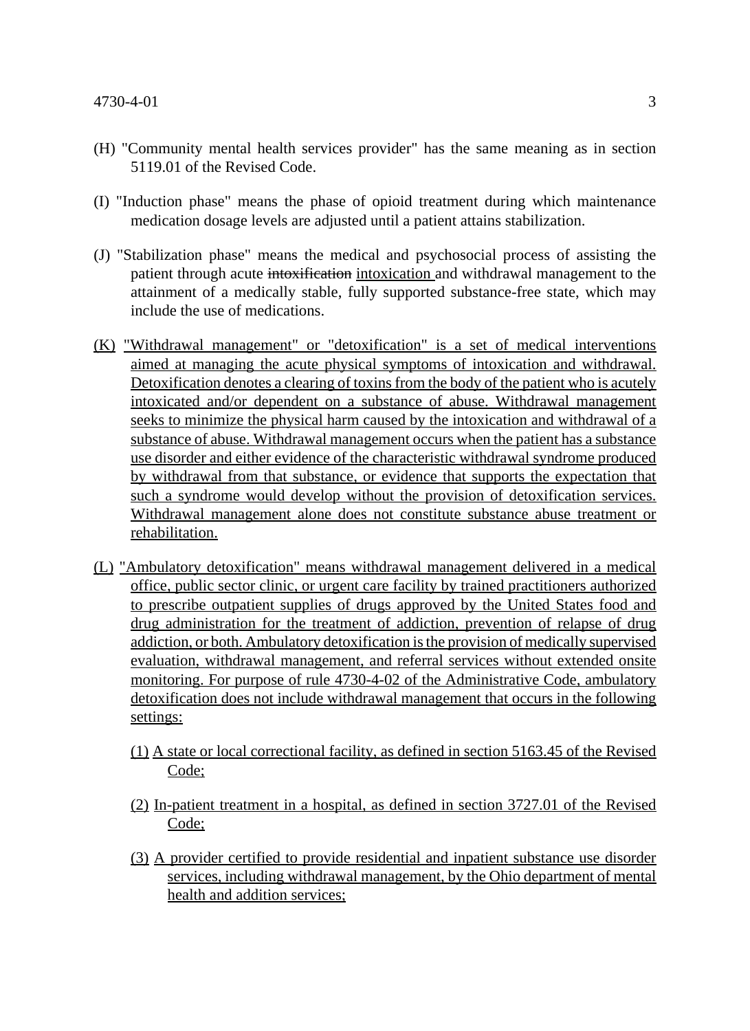(H) "Community mental health services provider" has the same meaning as in section 5119.01 of the Revised Code.

(I) "Induction phase" means the phase of opioid treatment during which maintenance medication dosage levels are adjusted until a patient attains stabilization.

(J) "Stabilization phase" means the medical and psychosocial process of assisting the patient through acute ~~intoxification~~ intoxication and withdrawal management to the attainment of a medically stable, fully supported substance-free state, which may include the use of medications.

(K) "Withdrawal management" or "detoxification" is a set of medical interventions aimed at managing the acute physical symptoms of intoxication and withdrawal. Detoxification denotes a clearing of toxins from the body of the patient who is acutely intoxicated and/or dependent on a substance of abuse. Withdrawal management seeks to minimize the physical harm caused by the intoxication and withdrawal of a substance of abuse. Withdrawal management occurs when the patient has a substance use disorder and either evidence of the characteristic withdrawal syndrome produced by withdrawal from that substance, or evidence that supports the expectation that such a syndrome would develop without the provision of detoxification services. Withdrawal management alone does not constitute substance abuse treatment or rehabilitation.

(L) "Ambulatory detoxification" means withdrawal management delivered in a medical office, public sector clinic, or urgent care facility by trained practitioners authorized to prescribe outpatient supplies of drugs approved by the United States food and drug administration for the treatment of addiction, prevention of relapse of drug addiction, or both. Ambulatory detoxification is the provision of medically supervised evaluation, withdrawal management, and referral services without extended onsite monitoring. For purpose of rule 4730-4-02 of the Administrative Code, ambulatory detoxification does not include withdrawal management that occurs in the following settings:

(1) A state or local correctional facility, as defined in section 5163.45 of the Revised Code;

(2) In-patient treatment in a hospital, as defined in section 3727.01 of the Revised Code;

(3) A provider certified to provide residential and inpatient substance use disorder services, including withdrawal management, by the Ohio department of mental health and addition services;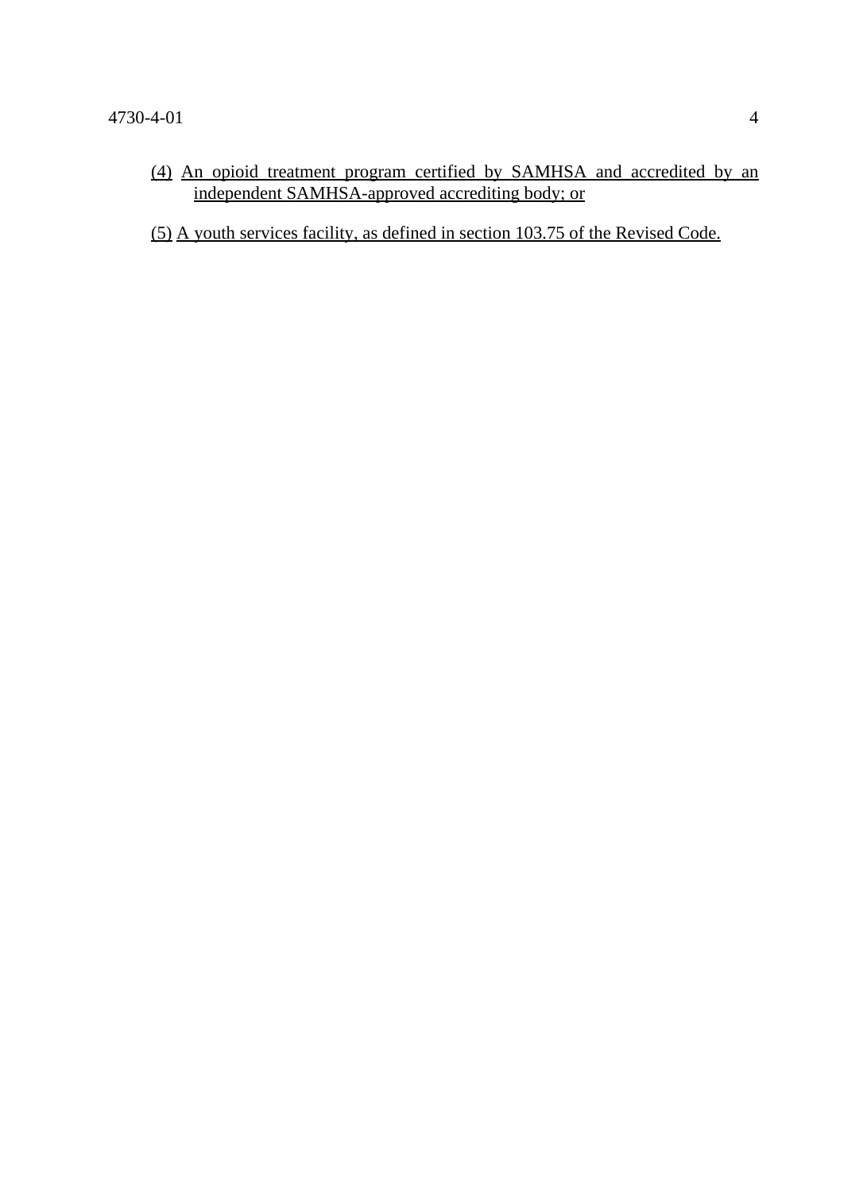(4) An opioid treatment program certified by SAMHSA and accredited by an independent SAMHSA-approved accrediting body; or

(5) A youth services facility, as defined in section 103.75 of the Revised Code.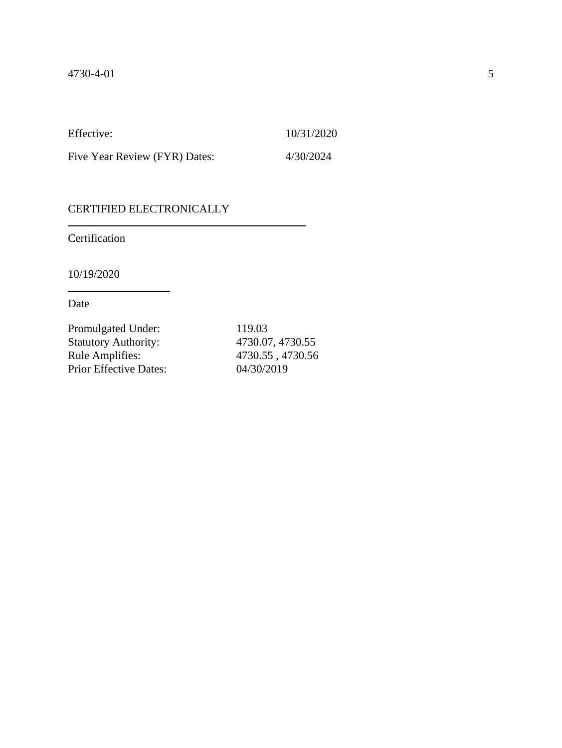Effective: 10/31/2020

Five Year Review (FYR) Dates: 4/30/2024

CERTIFIED ELECTRONICALLY

---

Certification

10/19/2020

---

Date

Promulgated Under: 119.03
Statutory Authority: 4730.07, 4730.55
Rule Amplifies: 4730.55 , 4730.56
Prior Effective Dates: 04/30/2019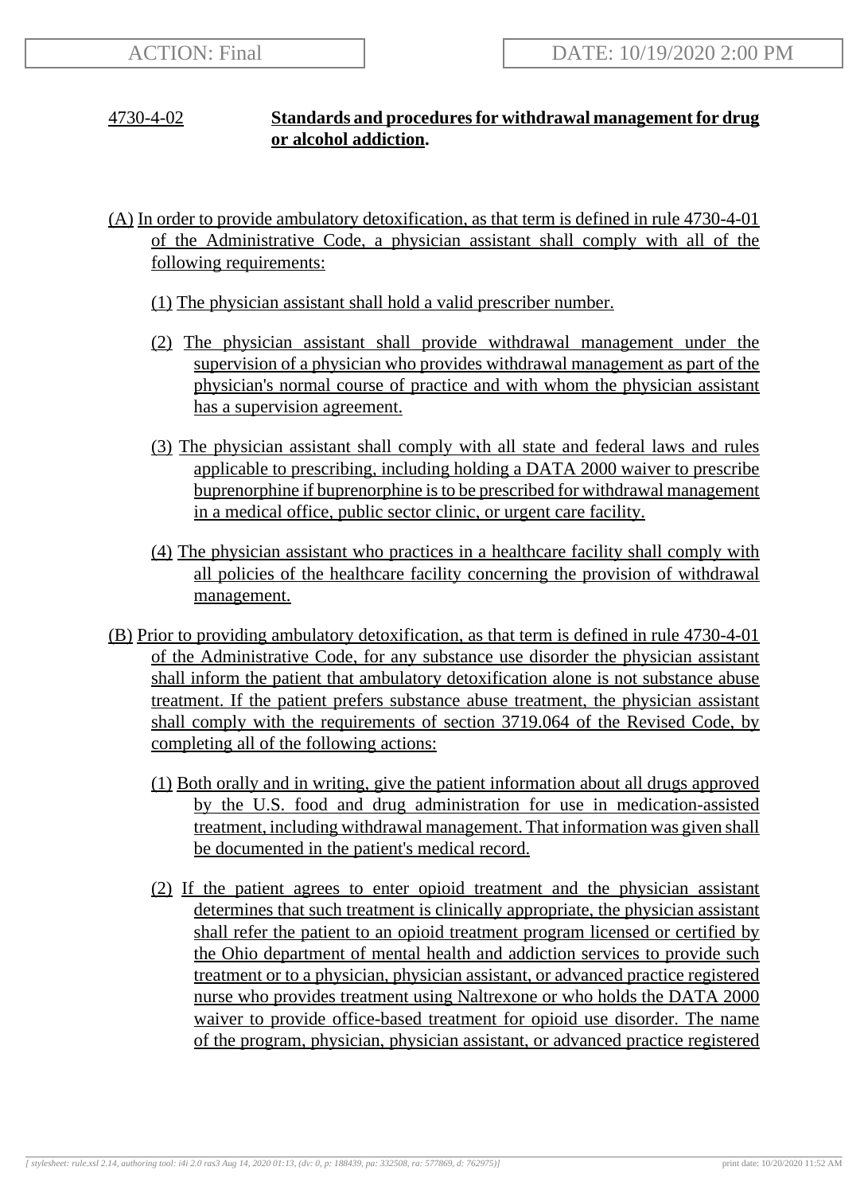## 4730-4-02 Standards and procedures for withdrawal management for drug or alcohol addiction.

(A) In order to provide ambulatory detoxification, as that term is defined in rule 4730-4-01 of the Administrative Code, a physician assistant shall comply with all of the following requirements:

(1) The physician assistant shall hold a valid prescriber number.

(2) The physician assistant shall provide withdrawal management under the supervision of a physician who provides withdrawal management as part of the physician's normal course of practice and with whom the physician assistant has a supervision agreement.

(3) The physician assistant shall comply with all state and federal laws and rules applicable to prescribing, including holding a DATA 2000 waiver to prescribe buprenorphine if buprenorphine is to be prescribed for withdrawal management in a medical office, public sector clinic, or urgent care facility.

(4) The physician assistant who practices in a healthcare facility shall comply with all policies of the healthcare facility concerning the provision of withdrawal management.

(B) Prior to providing ambulatory detoxification, as that term is defined in rule 4730-4-01 of the Administrative Code, for any substance use disorder the physician assistant shall inform the patient that ambulatory detoxification alone is not substance abuse treatment. If the patient prefers substance abuse treatment, the physician assistant shall comply with the requirements of section 3719.064 of the Revised Code, by completing all of the following actions:

(1) Both orally and in writing, give the patient information about all drugs approved by the U.S. food and drug administration for use in medication-assisted treatment, including withdrawal management. That information was given shall be documented in the patient's medical record.

(2) If the patient agrees to enter opioid treatment and the physician assistant determines that such treatment is clinically appropriate, the physician assistant shall refer the patient to an opioid treatment program licensed or certified by the Ohio department of mental health and addiction services to provide such treatment or to a physician, physician assistant, or advanced practice registered nurse who provides treatment using Naltrexone or who holds the DATA 2000 waiver to provide office-based treatment for opioid use disorder. The name of the program, physician, physician assistant, or advanced practice registered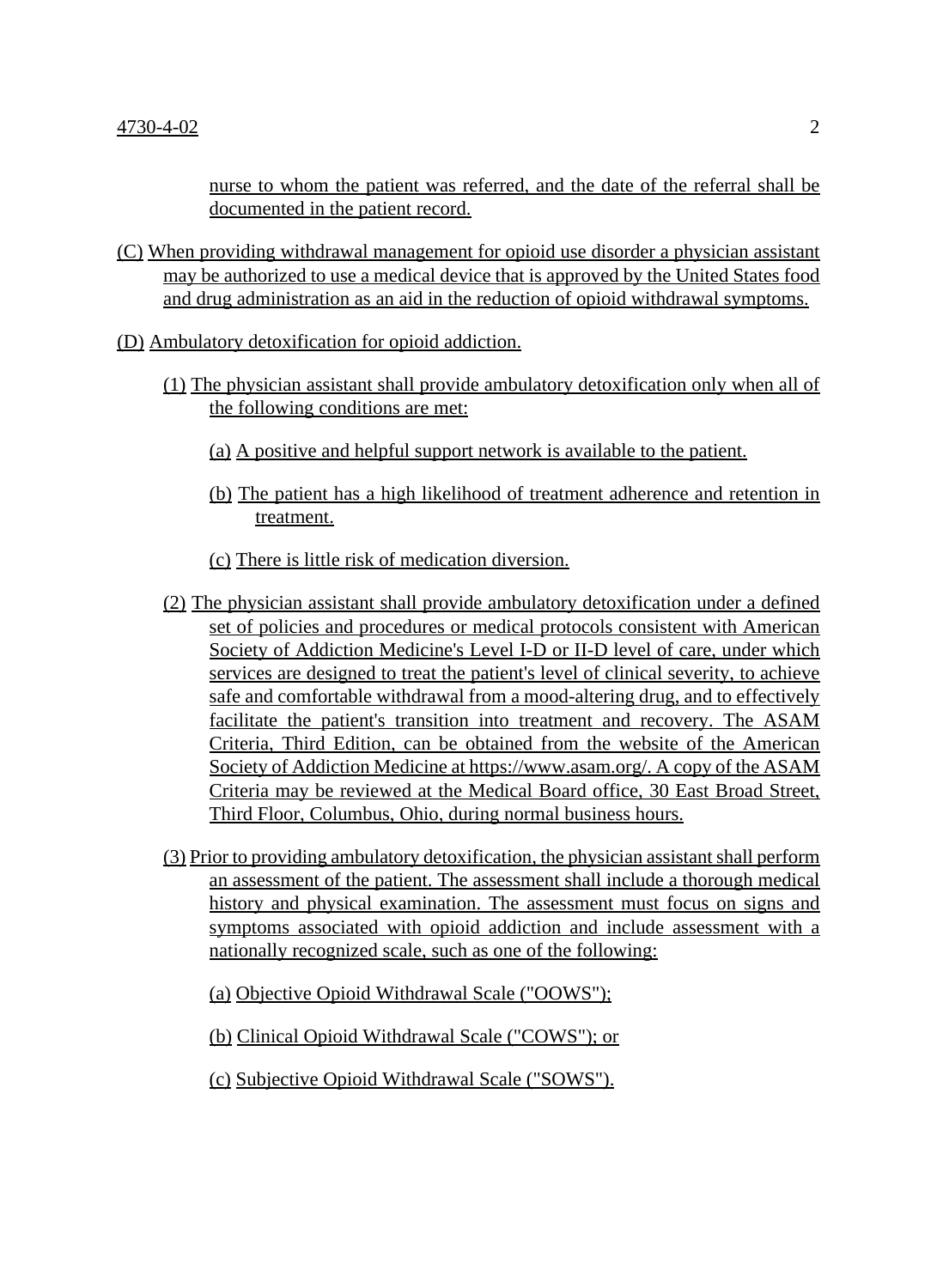nurse to whom the patient was referred, and the date of the referral shall be documented in the patient record.

(C) When providing withdrawal management for opioid use disorder a physician assistant may be authorized to use a medical device that is approved by the United States food and drug administration as an aid in the reduction of opioid withdrawal symptoms.

(D) Ambulatory detoxification for opioid addiction.

(1) The physician assistant shall provide ambulatory detoxification only when all of the following conditions are met:

(a) A positive and helpful support network is available to the patient.

(b) The patient has a high likelihood of treatment adherence and retention in treatment.

(c) There is little risk of medication diversion.

(2) The physician assistant shall provide ambulatory detoxification under a defined set of policies and procedures or medical protocols consistent with American Society of Addiction Medicine's Level I-D or II-D level of care, under which services are designed to treat the patient's level of clinical severity, to achieve safe and comfortable withdrawal from a mood-altering drug, and to effectively facilitate the patient's transition into treatment and recovery. The ASAM Criteria, Third Edition, can be obtained from the website of the American Society of Addiction Medicine at https://www.asam.org/. A copy of the ASAM Criteria may be reviewed at the Medical Board office, 30 East Broad Street, Third Floor, Columbus, Ohio, during normal business hours.

(3) Prior to providing ambulatory detoxification, the physician assistant shall perform an assessment of the patient. The assessment shall include a thorough medical history and physical examination. The assessment must focus on signs and symptoms associated with opioid addiction and include assessment with a nationally recognized scale, such as one of the following:

(a) Objective Opioid Withdrawal Scale ("OOWS");

(b) Clinical Opioid Withdrawal Scale ("COWS"); or

(c) Subjective Opioid Withdrawal Scale ("SOWS").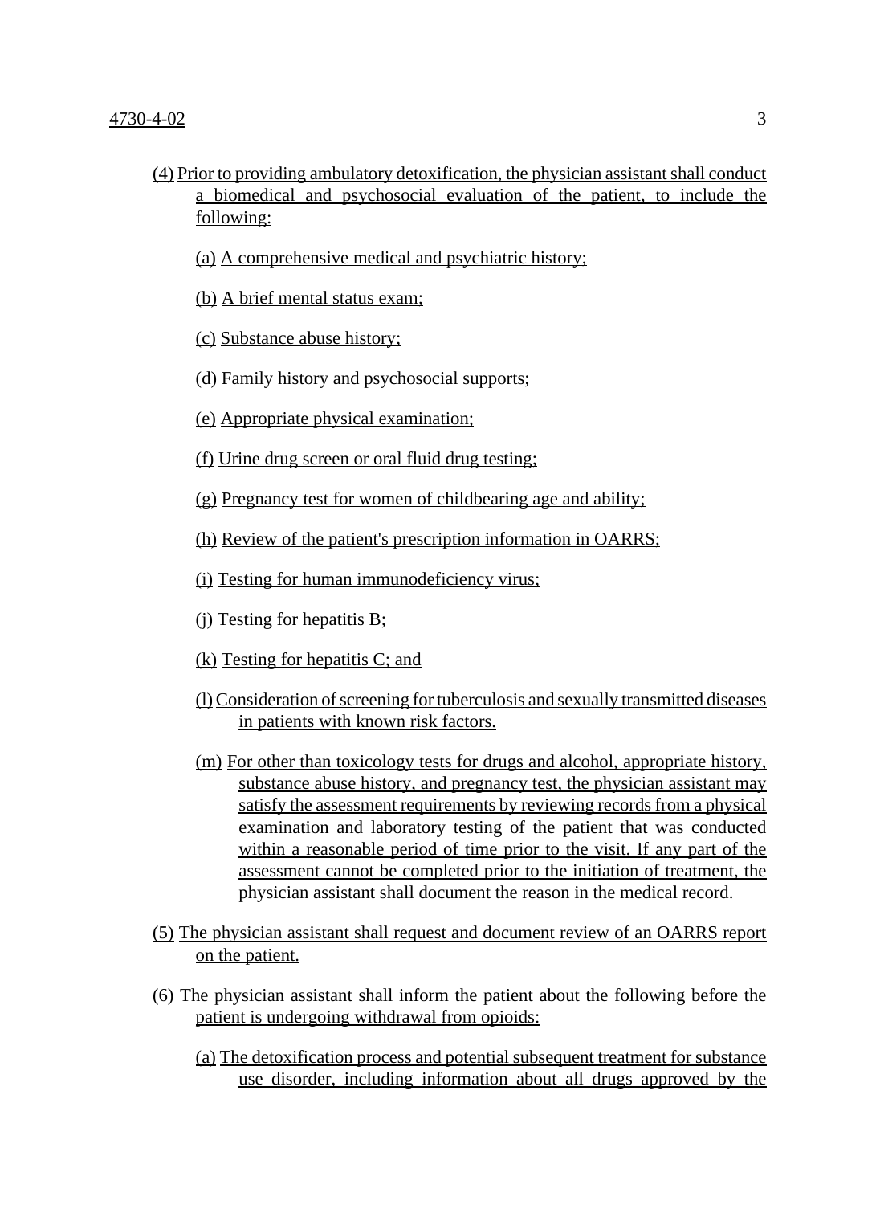(4) Prior to providing ambulatory detoxification, the physician assistant shall conduct a biomedical and psychosocial evaluation of the patient, to include the following:

- (a) A comprehensive medical and psychiatric history;
- (b) A brief mental status exam;
- (c) Substance abuse history;
- (d) Family history and psychosocial supports;
- (e) Appropriate physical examination;
- (f) Urine drug screen or oral fluid drug testing;
- (g) Pregnancy test for women of childbearing age and ability;
- (h) Review of the patient's prescription information in OARRS;
- (i) Testing for human immunodeficiency virus;
- (j) Testing for hepatitis B;
- (k) Testing for hepatitis C; and
- (l) Consideration of screening for tuberculosis and sexually transmitted diseases in patients with known risk factors.
- (m) For other than toxicology tests for drugs and alcohol, appropriate history, substance abuse history, and pregnancy test, the physician assistant may satisfy the assessment requirements by reviewing records from a physical examination and laboratory testing of the patient that was conducted within a reasonable period of time prior to the visit. If any part of the assessment cannot be completed prior to the initiation of treatment, the physician assistant shall document the reason in the medical record.

(5) The physician assistant shall request and document review of an OARRS report on the patient.

(6) The physician assistant shall inform the patient about the following before the patient is undergoing withdrawal from opioids:

- (a) The detoxification process and potential subsequent treatment for substance use disorder, including information about all drugs approved by the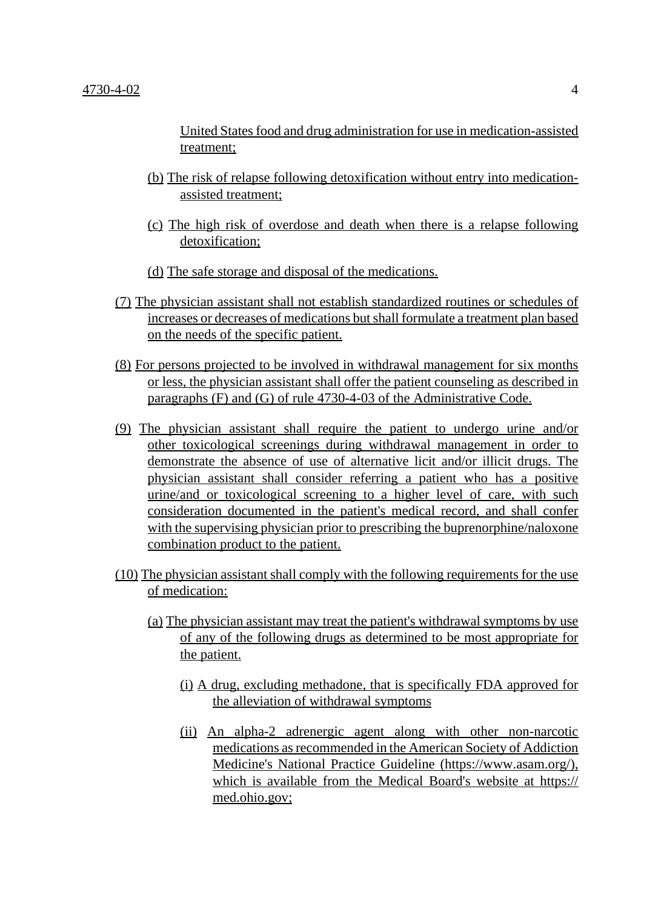United States food and drug administration for use in medication-assisted treatment;

(b) The risk of relapse following detoxification without entry into medication-assisted treatment;

(c) The high risk of overdose and death when there is a relapse following detoxification;

(d) The safe storage and disposal of the medications.

(7) The physician assistant shall not establish standardized routines or schedules of increases or decreases of medications but shall formulate a treatment plan based on the needs of the specific patient.

(8) For persons projected to be involved in withdrawal management for six months or less, the physician assistant shall offer the patient counseling as described in paragraphs (F) and (G) of rule 4730-4-03 of the Administrative Code.

(9) The physician assistant shall require the patient to undergo urine and/or other toxicological screenings during withdrawal management in order to demonstrate the absence of use of alternative licit and/or illicit drugs. The physician assistant shall consider referring a patient who has a positive urine/and or toxicological screening to a higher level of care, with such consideration documented in the patient's medical record, and shall confer with the supervising physician prior to prescribing the buprenorphine/naloxone combination product to the patient.

(10) The physician assistant shall comply with the following requirements for the use of medication:

(a) The physician assistant may treat the patient's withdrawal symptoms by use of any of the following drugs as determined to be most appropriate for the patient.

(i) A drug, excluding methadone, that is specifically FDA approved for the alleviation of withdrawal symptoms

(ii) An alpha-2 adrenergic agent along with other non-narcotic medications as recommended in the American Society of Addiction Medicine's National Practice Guideline (https://www.asam.org/), which is available from the Medical Board's website at https://med.ohio.gov;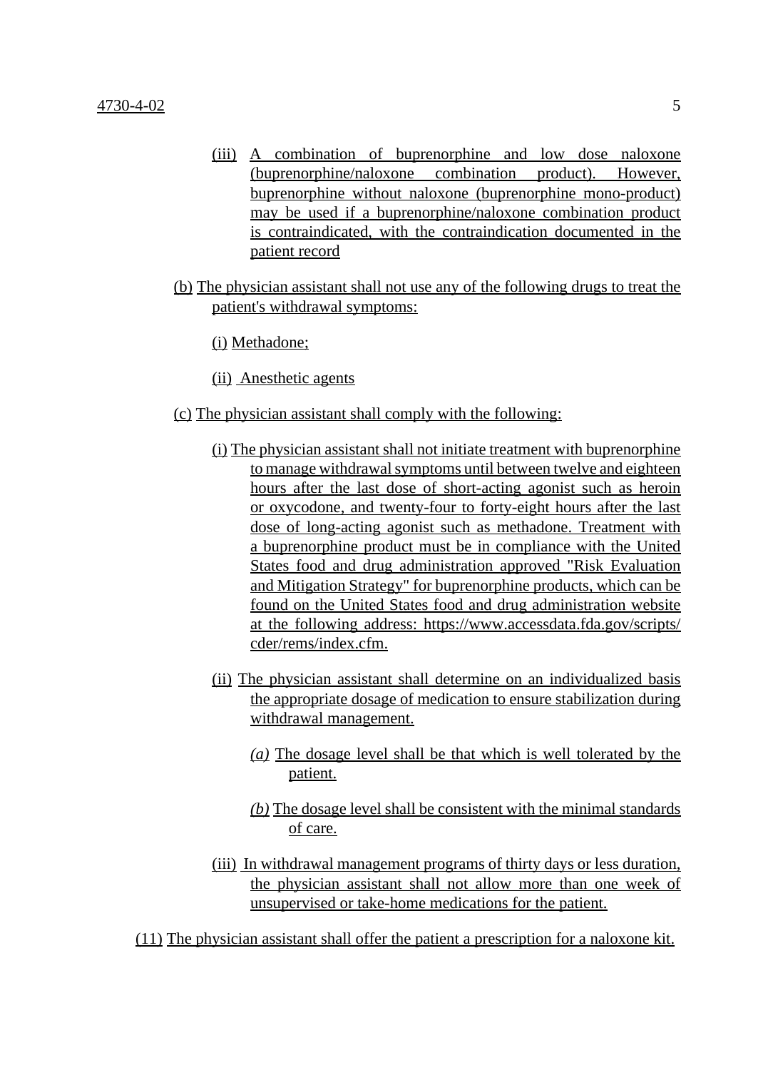(iii) A combination of buprenorphine and low dose naloxone (buprenorphine/naloxone combination product). However, buprenorphine without naloxone (buprenorphine mono-product) may be used if a buprenorphine/naloxone combination product is contraindicated, with the contraindication documented in the patient record

(b) The physician assistant shall not use any of the following drugs to treat the patient's withdrawal symptoms:

(i) Methadone;

(ii) Anesthetic agents

(c) The physician assistant shall comply with the following:

(i) The physician assistant shall not initiate treatment with buprenorphine to manage withdrawal symptoms until between twelve and eighteen hours after the last dose of short-acting agonist such as heroin or oxycodone, and twenty-four to forty-eight hours after the last dose of long-acting agonist such as methadone. Treatment with a buprenorphine product must be in compliance with the United States food and drug administration approved "Risk Evaluation and Mitigation Strategy" for buprenorphine products, which can be found on the United States food and drug administration website at the following address: https://www.accessdata.fda.gov/scripts/cder/rems/index.cfm.

(ii) The physician assistant shall determine on an individualized basis the appropriate dosage of medication to ensure stabilization during withdrawal management.

*(a)* The dosage level shall be that which is well tolerated by the patient.

*(b)* The dosage level shall be consistent with the minimal standards of care.

(iii) In withdrawal management programs of thirty days or less duration, the physician assistant shall not allow more than one week of unsupervised or take-home medications for the patient.

(11) The physician assistant shall offer the patient a prescription for a naloxone kit.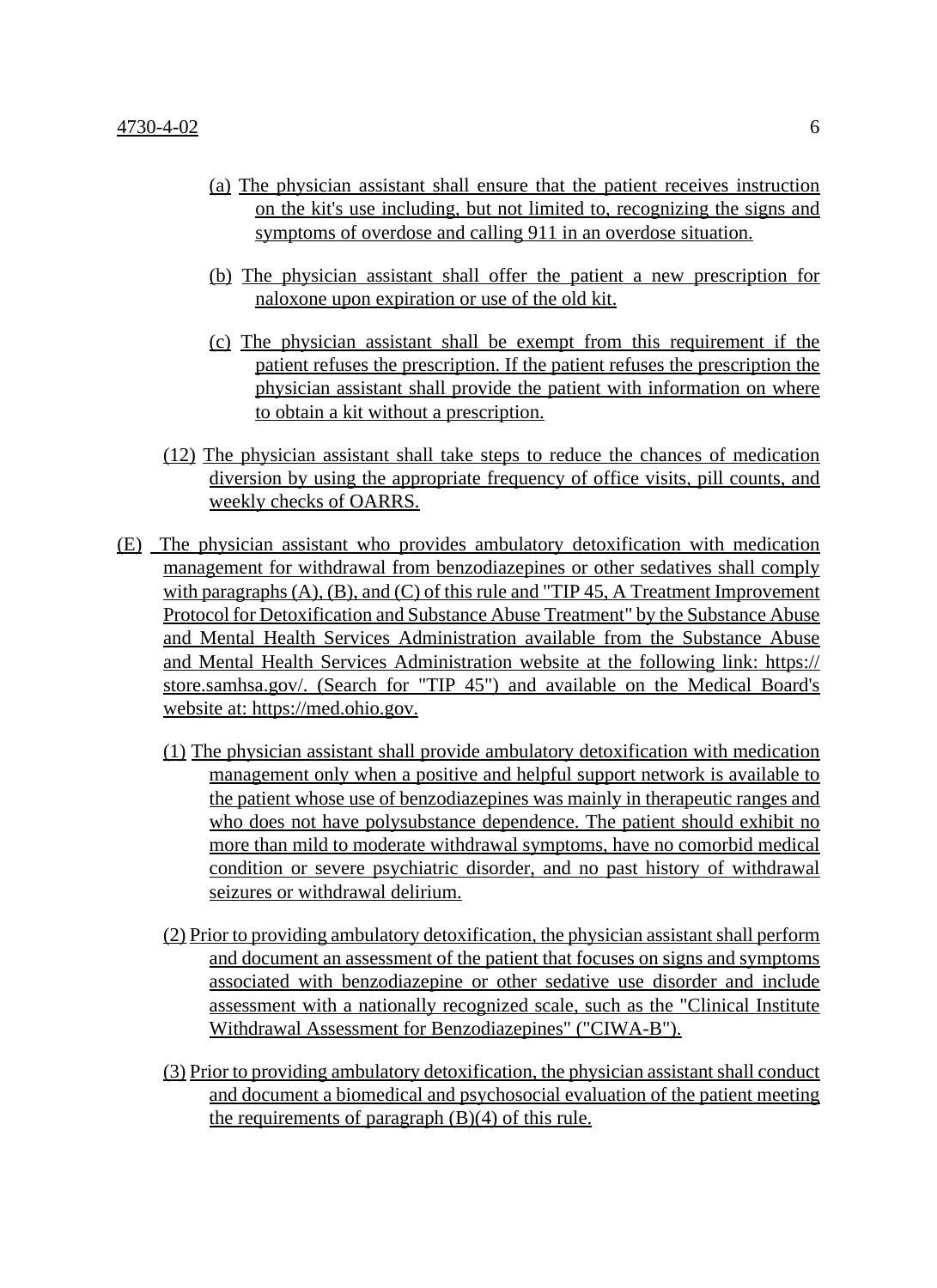(a) The physician assistant shall ensure that the patient receives instruction on the kit's use including, but not limited to, recognizing the signs and symptoms of overdose and calling 911 in an overdose situation.

(b) The physician assistant shall offer the patient a new prescription for naloxone upon expiration or use of the old kit.

(c) The physician assistant shall be exempt from this requirement if the patient refuses the prescription. If the patient refuses the prescription the physician assistant shall provide the patient with information on where to obtain a kit without a prescription.

(12) The physician assistant shall take steps to reduce the chances of medication diversion by using the appropriate frequency of office visits, pill counts, and weekly checks of OARRS.

(E) The physician assistant who provides ambulatory detoxification with medication management for withdrawal from benzodiazepines or other sedatives shall comply with paragraphs (A), (B), and (C) of this rule and "TIP 45, A Treatment Improvement Protocol for Detoxification and Substance Abuse Treatment" by the Substance Abuse and Mental Health Services Administration available from the Substance Abuse and Mental Health Services Administration website at the following link: https://store.samhsa.gov/. (Search for "TIP 45") and available on the Medical Board's website at: https://med.ohio.gov.

(1) The physician assistant shall provide ambulatory detoxification with medication management only when a positive and helpful support network is available to the patient whose use of benzodiazepines was mainly in therapeutic ranges and who does not have polysubstance dependence. The patient should exhibit no more than mild to moderate withdrawal symptoms, have no comorbid medical condition or severe psychiatric disorder, and no past history of withdrawal seizures or withdrawal delirium.

(2) Prior to providing ambulatory detoxification, the physician assistant shall perform and document an assessment of the patient that focuses on signs and symptoms associated with benzodiazepine or other sedative use disorder and include assessment with a nationally recognized scale, such as the "Clinical Institute Withdrawal Assessment for Benzodiazepines" ("CIWA-B").

(3) Prior to providing ambulatory detoxification, the physician assistant shall conduct and document a biomedical and psychosocial evaluation of the patient meeting the requirements of paragraph (B)(4) of this rule.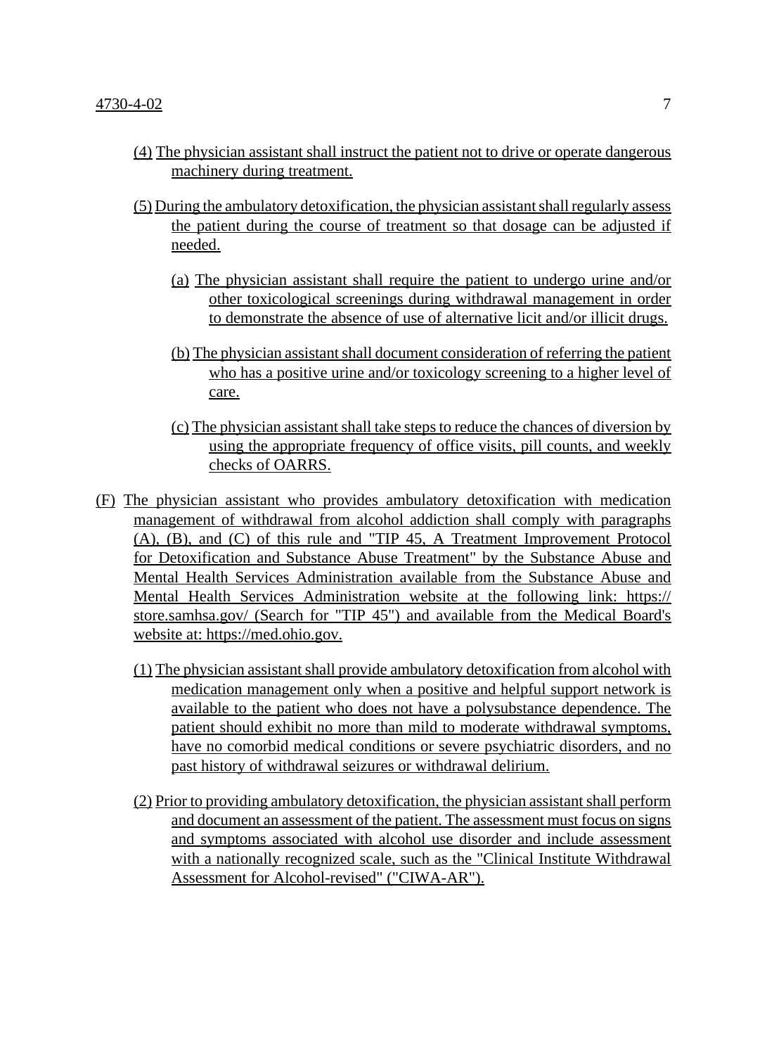(4) The physician assistant shall instruct the patient not to drive or operate dangerous machinery during treatment.

(5) During the ambulatory detoxification, the physician assistant shall regularly assess the patient during the course of treatment so that dosage can be adjusted if needed.

(a) The physician assistant shall require the patient to undergo urine and/or other toxicological screenings during withdrawal management in order to demonstrate the absence of use of alternative licit and/or illicit drugs.

(b) The physician assistant shall document consideration of referring the patient who has a positive urine and/or toxicology screening to a higher level of care.

(c) The physician assistant shall take steps to reduce the chances of diversion by using the appropriate frequency of office visits, pill counts, and weekly checks of OARRS.

(F) The physician assistant who provides ambulatory detoxification with medication management of withdrawal from alcohol addiction shall comply with paragraphs (A), (B), and (C) of this rule and "TIP 45, A Treatment Improvement Protocol for Detoxification and Substance Abuse Treatment" by the Substance Abuse and Mental Health Services Administration available from the Substance Abuse and Mental Health Services Administration website at the following link: https://store.samhsa.gov/ (Search for "TIP 45") and available from the Medical Board's website at: https://med.ohio.gov.

(1) The physician assistant shall provide ambulatory detoxification from alcohol with medication management only when a positive and helpful support network is available to the patient who does not have a polysubstance dependence. The patient should exhibit no more than mild to moderate withdrawal symptoms, have no comorbid medical conditions or severe psychiatric disorders, and no past history of withdrawal seizures or withdrawal delirium.

(2) Prior to providing ambulatory detoxification, the physician assistant shall perform and document an assessment of the patient. The assessment must focus on signs and symptoms associated with alcohol use disorder and include assessment with a nationally recognized scale, such as the "Clinical Institute Withdrawal Assessment for Alcohol-revised" ("CIWA-AR").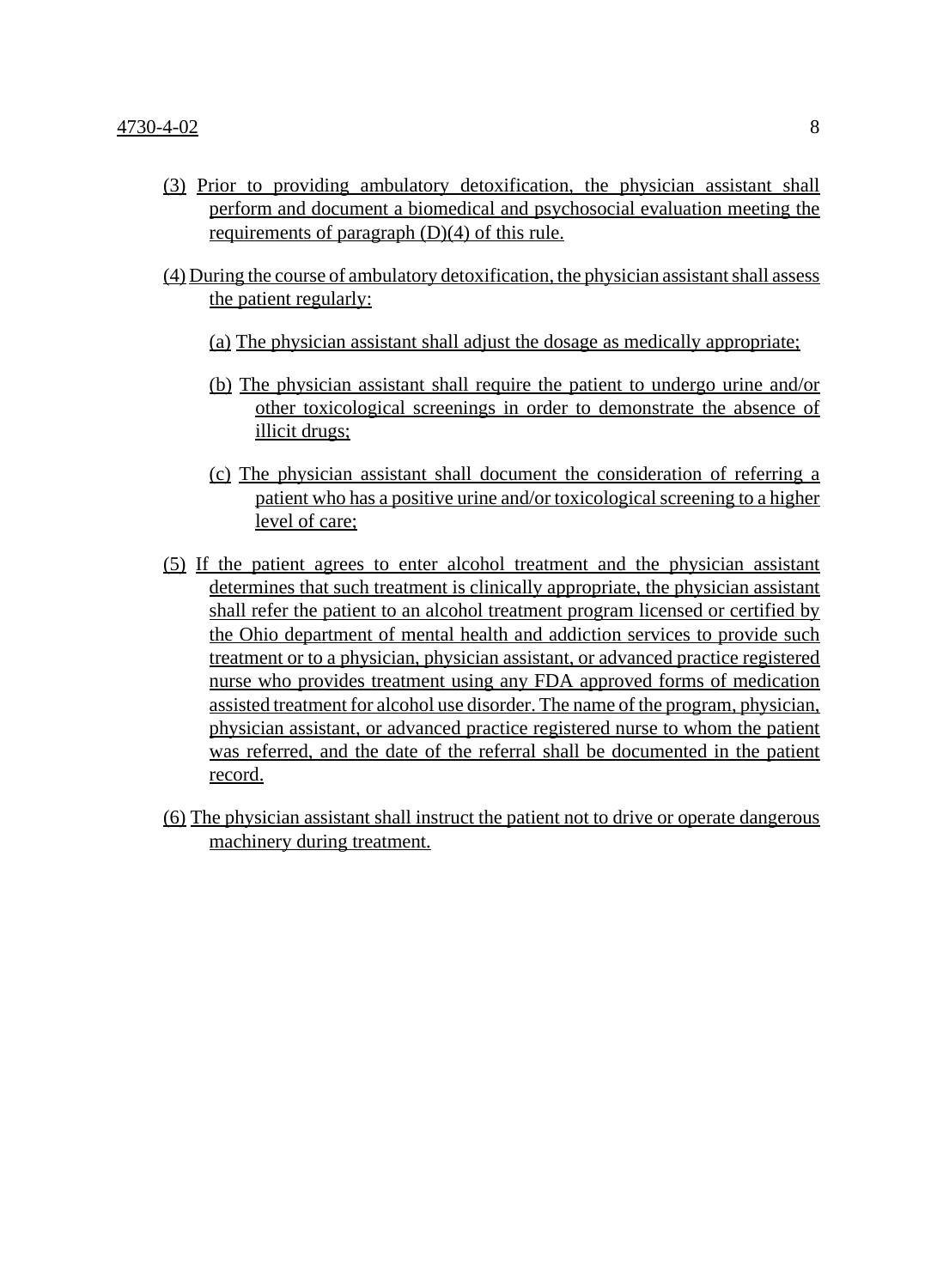(3) Prior to providing ambulatory detoxification, the physician assistant shall perform and document a biomedical and psychosocial evaluation meeting the requirements of paragraph (D)(4) of this rule.

(4) During the course of ambulatory detoxification, the physician assistant shall assess the patient regularly:

- (a) The physician assistant shall adjust the dosage as medically appropriate;
- (b) The physician assistant shall require the patient to undergo urine and/or other toxicological screenings in order to demonstrate the absence of illicit drugs;
- (c) The physician assistant shall document the consideration of referring a patient who has a positive urine and/or toxicological screening to a higher level of care;

(5) If the patient agrees to enter alcohol treatment and the physician assistant determines that such treatment is clinically appropriate, the physician assistant shall refer the patient to an alcohol treatment program licensed or certified by the Ohio department of mental health and addiction services to provide such treatment or to a physician, physician assistant, or advanced practice registered nurse who provides treatment using any FDA approved forms of medication assisted treatment for alcohol use disorder. The name of the program, physician, physician assistant, or advanced practice registered nurse to whom the patient was referred, and the date of the referral shall be documented in the patient record.

(6) The physician assistant shall instruct the patient not to drive or operate dangerous machinery during treatment.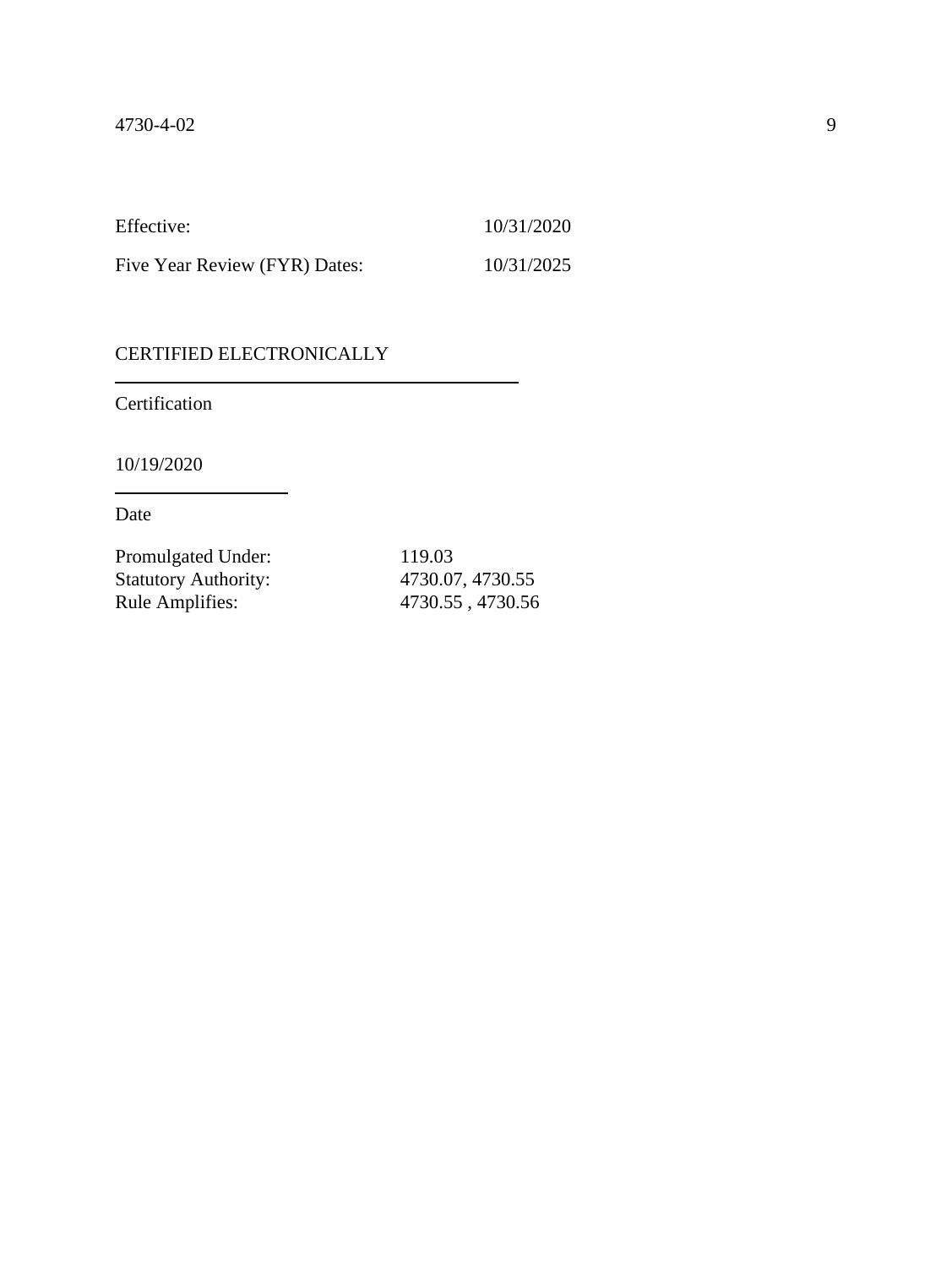Effective: 10/31/2020

Five Year Review (FYR) Dates: 10/31/2025

CERTIFIED ELECTRONICALLY

______________________________________

Certification

10/19/2020

________________

Date

Promulgated Under: 119.03
Statutory Authority: 4730.07, 4730.55
Rule Amplifies: 4730.55 , 4730.56